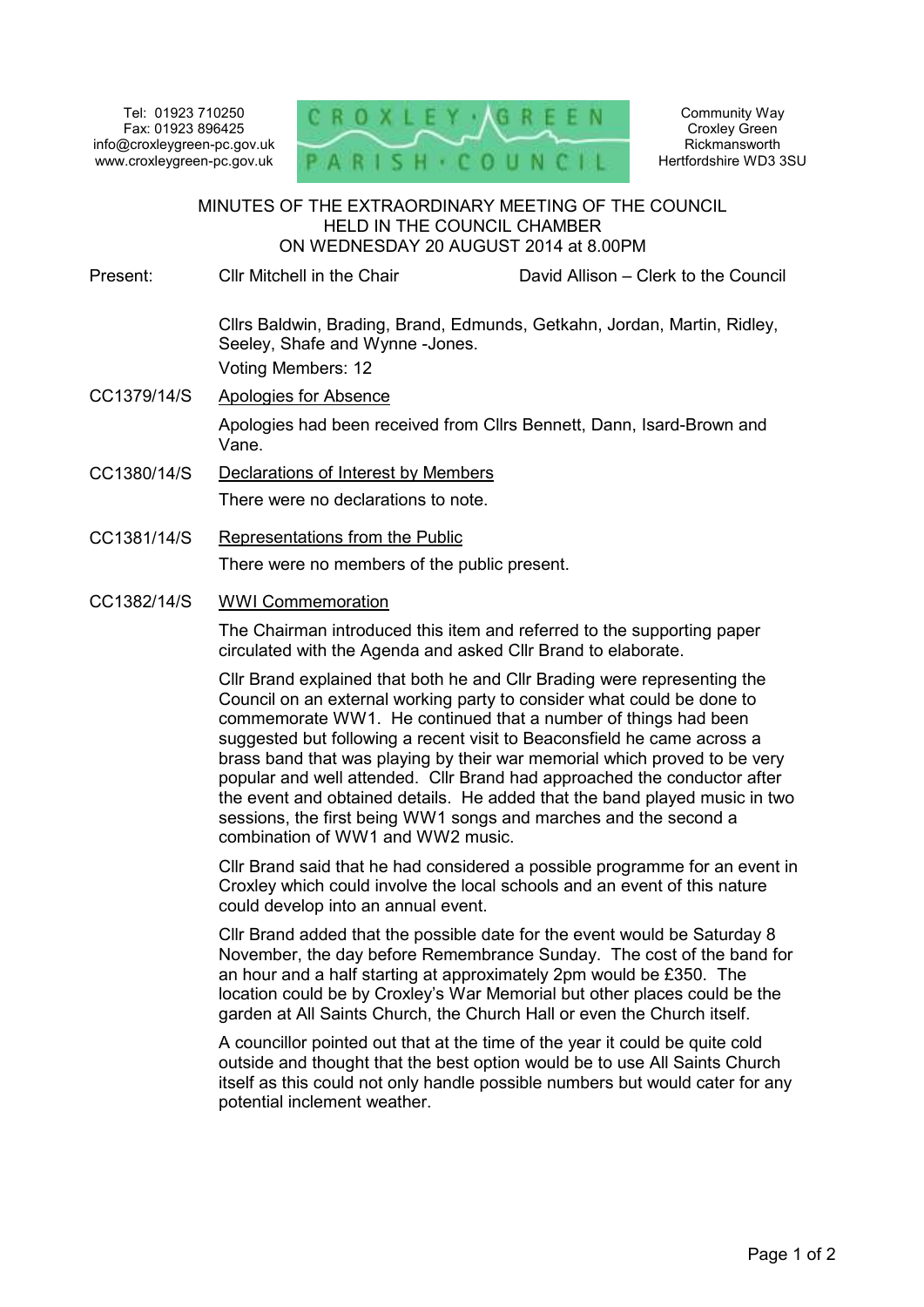Tel: 01923 710250
Fax: 01923 896425
info@croxleygreen-pc.gov.uk
www.croxleygreen-pc.gov.uk

CROXLEY GREEN PARISH COUNCIL

Community Way
Croxley Green
Rickmansworth
Hertfordshire WD3 3SU

# MINUTES OF THE EXTRAORDINARY MEETING OF THE COUNCIL HELD IN THE COUNCIL CHAMBER ON WEDNESDAY 20 AUGUST 2014 at 8.00PM

**Present:** Cllr Mitchell in the Chair — David Allison – Clerk to the Council

Cllrs Baldwin, Brading, Brand, Edmunds, Getkahn, Jordan, Martin, Ridley, Seeley, Shafe and Wynne -Jones.

Voting Members: 12

**CC1379/14/S** Apologies for Absence

Apologies had been received from Cllrs Bennett, Dann, Isard-Brown and Vane.

**CC1380/14/S** Declarations of Interest by Members

There were no declarations to note.

**CC1381/14/S** Representations from the Public

There were no members of the public present.

**CC1382/14/S** WWI Commemoration

The Chairman introduced this item and referred to the supporting paper circulated with the Agenda and asked Cllr Brand to elaborate.

Cllr Brand explained that both he and Cllr Brading were representing the Council on an external working party to consider what could be done to commemorate WW1. He continued that a number of things had been suggested but following a recent visit to Beaconsfield he came across a brass band that was playing by their war memorial which proved to be very popular and well attended. Cllr Brand had approached the conductor after the event and obtained details. He added that the band played music in two sessions, the first being WW1 songs and marches and the second a combination of WW1 and WW2 music.

Cllr Brand said that he had considered a possible programme for an event in Croxley which could involve the local schools and an event of this nature could develop into an annual event.

Cllr Brand added that the possible date for the event would be Saturday 8 November, the day before Remembrance Sunday. The cost of the band for an hour and a half starting at approximately 2pm would be £350. The location could be by Croxley's War Memorial but other places could be the garden at All Saints Church, the Church Hall or even the Church itself.

A councillor pointed out that at the time of the year it could be quite cold outside and thought that the best option would be to use All Saints Church itself as this could not only handle possible numbers but would cater for any potential inclement weather.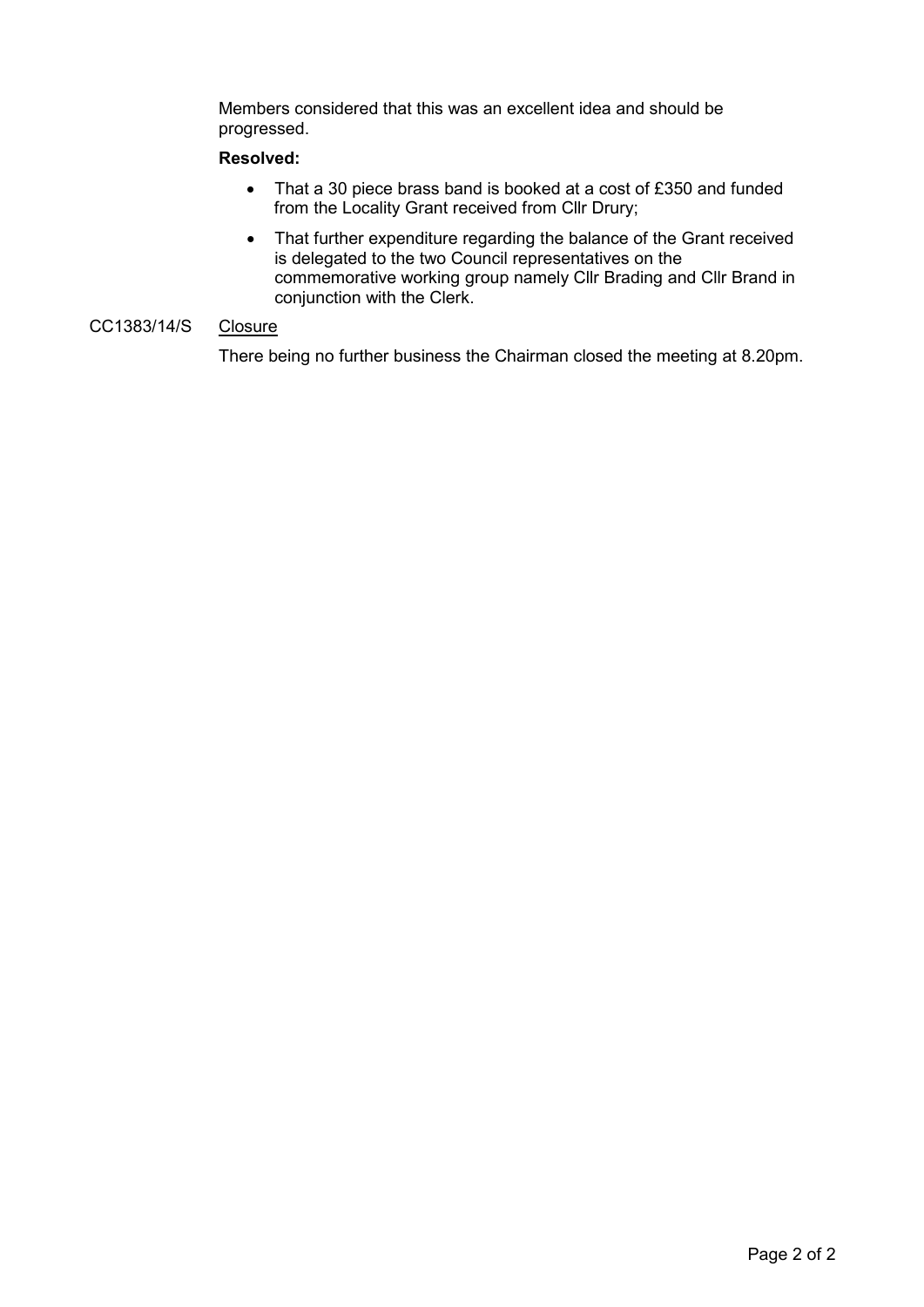Members considered that this was an excellent idea and should be progressed.

**Resolved:**

- That a 30 piece brass band is booked at a cost of £350 and funded from the Locality Grant received from Cllr Drury;
- That further expenditure regarding the balance of the Grant received is delegated to the two Council representatives on the commemorative working group namely Cllr Brading and Cllr Brand in conjunction with the Clerk.

CC1383/14/S <u>Closure</u>

There being no further business the Chairman closed the meeting at 8.20pm.